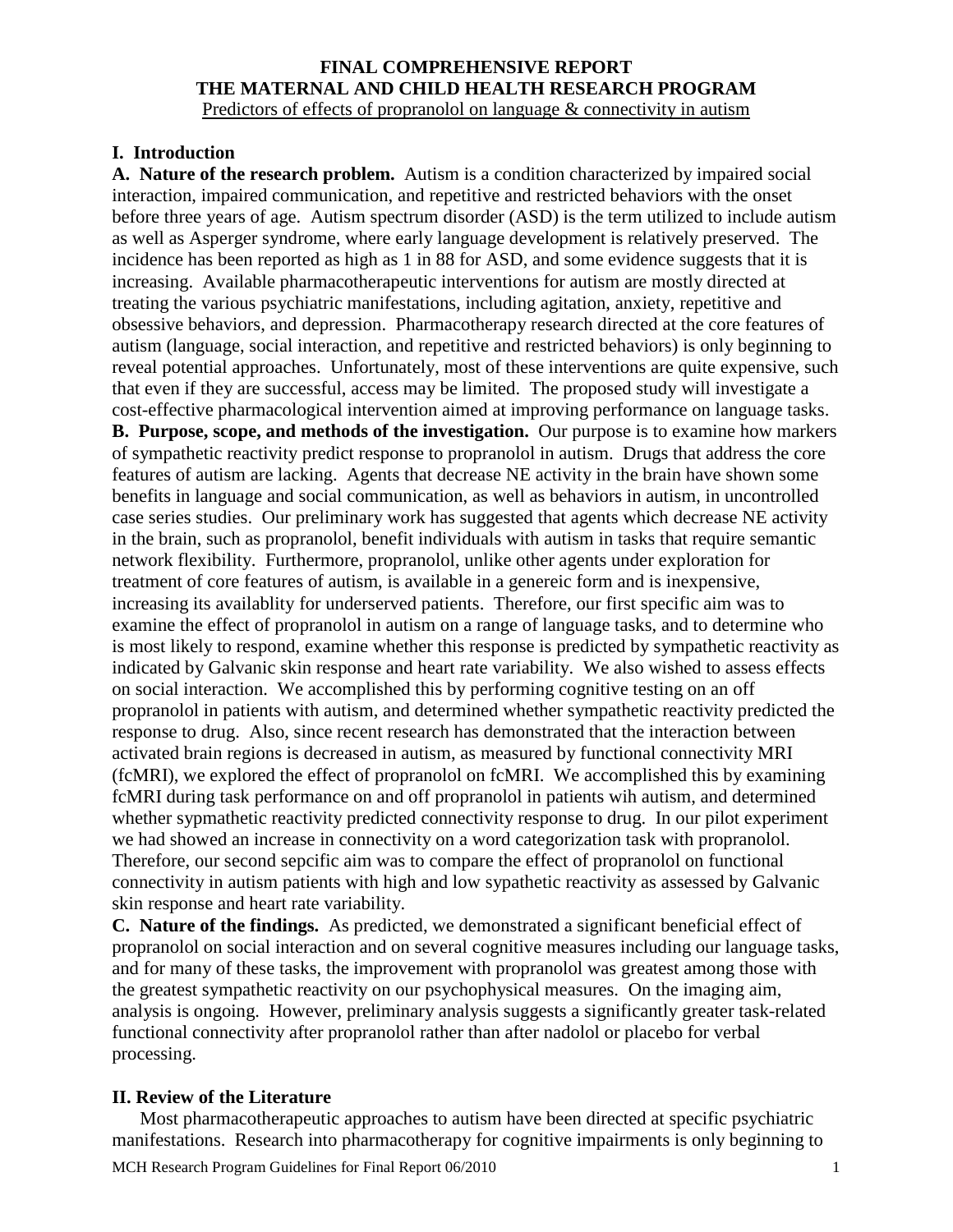**FINAL COMPREHENSIVE REPORT**
**THE MATERNAL AND CHILD HEALTH RESEARCH PROGRAM**
Predictors of effects of propranolol on language & connectivity in autism

## I. Introduction

**A. Nature of the research problem.** Autism is a condition characterized by impaired social interaction, impaired communication, and repetitive and restricted behaviors with the onset before three years of age. Autism spectrum disorder (ASD) is the term utilized to include autism as well as Asperger syndrome, where early language development is relatively preserved. The incidence has been reported as high as 1 in 88 for ASD, and some evidence suggests that it is increasing. Available pharmacotherapeutic interventions for autism are mostly directed at treating the various psychiatric manifestations, including agitation, anxiety, repetitive and obsessive behaviors, and depression. Pharmacotherapy research directed at the core features of autism (language, social interaction, and repetitive and restricted behaviors) is only beginning to reveal potential approaches. Unfortunately, most of these interventions are quite expensive, such that even if they are successful, access may be limited. The proposed study will investigate a cost-effective pharmacological intervention aimed at improving performance on language tasks.

**B. Purpose, scope, and methods of the investigation.** Our purpose is to examine how markers of sympathetic reactivity predict response to propranolol in autism. Drugs that address the core features of autism are lacking. Agents that decrease NE activity in the brain have shown some benefits in language and social communication, as well as behaviors in autism, in uncontrolled case series studies. Our preliminary work has suggested that agents which decrease NE activity in the brain, such as propranolol, benefit individuals with autism in tasks that require semantic network flexibility. Furthermore, propranolol, unlike other agents under exploration for treatment of core features of autism, is available in a genereic form and is inexpensive, increasing its availablity for underserved patients. Therefore, our first specific aim was to examine the effect of propranolol in autism on a range of language tasks, and to determine who is most likely to respond, examine whether this response is predicted by sympathetic reactivity as indicated by Galvanic skin response and heart rate variability. We also wished to assess effects on social interaction. We accomplished this by performing cognitive testing on an off propranolol in patients with autism, and determined whether sympathetic reactivity predicted the response to drug. Also, since recent research has demonstrated that the interaction between activated brain regions is decreased in autism, as measured by functional connectivity MRI (fcMRI), we explored the effect of propranolol on fcMRI. We accomplished this by examining fcMRI during task performance on and off propranolol in patients wih autism, and determined whether sypmathetic reactivity predicted connectivity response to drug. In our pilot experiment we had showed an increase in connectivity on a word categorization task with propranolol. Therefore, our second sepcific aim was to compare the effect of propranolol on functional connectivity in autism patients with high and low sypathetic reactivity as assessed by Galvanic skin response and heart rate variability.

**C. Nature of the findings.** As predicted, we demonstrated a significant beneficial effect of propranolol on social interaction and on several cognitive measures including our language tasks, and for many of these tasks, the improvement with propranolol was greatest among those with the greatest sympathetic reactivity on our psychophysical measures. On the imaging aim, analysis is ongoing. However, preliminary analysis suggests a significantly greater task-related functional connectivity after propranolol rather than after nadolol or placebo for verbal processing.

## II. Review of the Literature

Most pharmacotherapeutic approaches to autism have been directed at specific psychiatric manifestations. Research into pharmacotherapy for cognitive impairments is only beginning to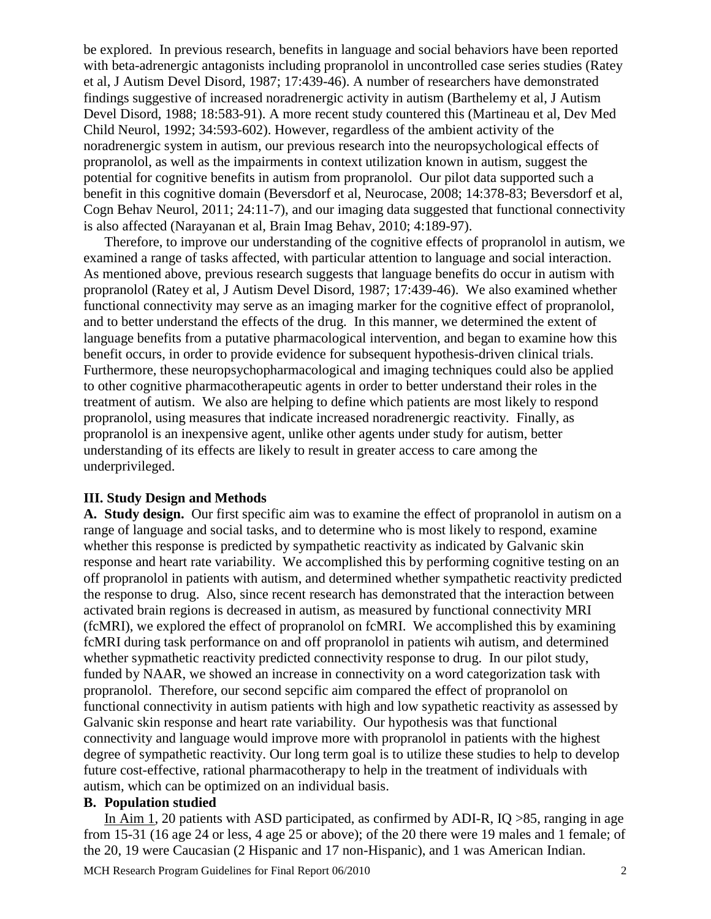be explored. In previous research, benefits in language and social behaviors have been reported with beta-adrenergic antagonists including propranolol in uncontrolled case series studies (Ratey et al, J Autism Devel Disord, 1987; 17:439-46). A number of researchers have demonstrated findings suggestive of increased noradrenergic activity in autism (Barthelemy et al, J Autism Devel Disord, 1988; 18:583-91). A more recent study countered this (Martineau et al, Dev Med Child Neurol, 1992; 34:593-602). However, regardless of the ambient activity of the noradrenergic system in autism, our previous research into the neuropsychological effects of propranolol, as well as the impairments in context utilization known in autism, suggest the potential for cognitive benefits in autism from propranolol. Our pilot data supported such a benefit in this cognitive domain (Beversdorf et al, Neurocase, 2008; 14:378-83; Beversdorf et al, Cogn Behav Neurol, 2011; 24:11-7), and our imaging data suggested that functional connectivity is also affected (Narayanan et al, Brain Imag Behav, 2010; 4:189-97).

Therefore, to improve our understanding of the cognitive effects of propranolol in autism, we examined a range of tasks affected, with particular attention to language and social interaction. As mentioned above, previous research suggests that language benefits do occur in autism with propranolol (Ratey et al, J Autism Devel Disord, 1987; 17:439-46). We also examined whether functional connectivity may serve as an imaging marker for the cognitive effect of propranolol, and to better understand the effects of the drug. In this manner, we determined the extent of language benefits from a putative pharmacological intervention, and began to examine how this benefit occurs, in order to provide evidence for subsequent hypothesis-driven clinical trials. Furthermore, these neuropsychopharmacological and imaging techniques could also be applied to other cognitive pharmacotherapeutic agents in order to better understand their roles in the treatment of autism. We also are helping to define which patients are most likely to respond propranolol, using measures that indicate increased noradrenergic reactivity. Finally, as propranolol is an inexpensive agent, unlike other agents under study for autism, better understanding of its effects are likely to result in greater access to care among the underprivileged.

## III. Study Design and Methods

**A. Study design.** Our first specific aim was to examine the effect of propranolol in autism on a range of language and social tasks, and to determine who is most likely to respond, examine whether this response is predicted by sympathetic reactivity as indicated by Galvanic skin response and heart rate variability. We accomplished this by performing cognitive testing on an off propranolol in patients with autism, and determined whether sympathetic reactivity predicted the response to drug. Also, since recent research has demonstrated that the interaction between activated brain regions is decreased in autism, as measured by functional connectivity MRI (fcMRI), we explored the effect of propranolol on fcMRI. We accomplished this by examining fcMRI during task performance on and off propranolol in patients wih autism, and determined whether sypmathetic reactivity predicted connectivity response to drug. In our pilot study, funded by NAAR, we showed an increase in connectivity on a word categorization task with propranolol. Therefore, our second sepcific aim compared the effect of propranolol on functional connectivity in autism patients with high and low sypathetic reactivity as assessed by Galvanic skin response and heart rate variability. Our hypothesis was that functional connectivity and language would improve more with propranolol in patients with the highest degree of sympathetic reactivity. Our long term goal is to utilize these studies to help to develop future cost-effective, rational pharmacotherapy to help in the treatment of individuals with autism, which can be optimized on an individual basis.

**B. Population studied**

In Aim 1, 20 patients with ASD participated, as confirmed by ADI-R, IQ >85, ranging in age from 15-31 (16 age 24 or less, 4 age 25 or above); of the 20 there were 19 males and 1 female; of the 20, 19 were Caucasian (2 Hispanic and 17 non-Hispanic), and 1 was American Indian.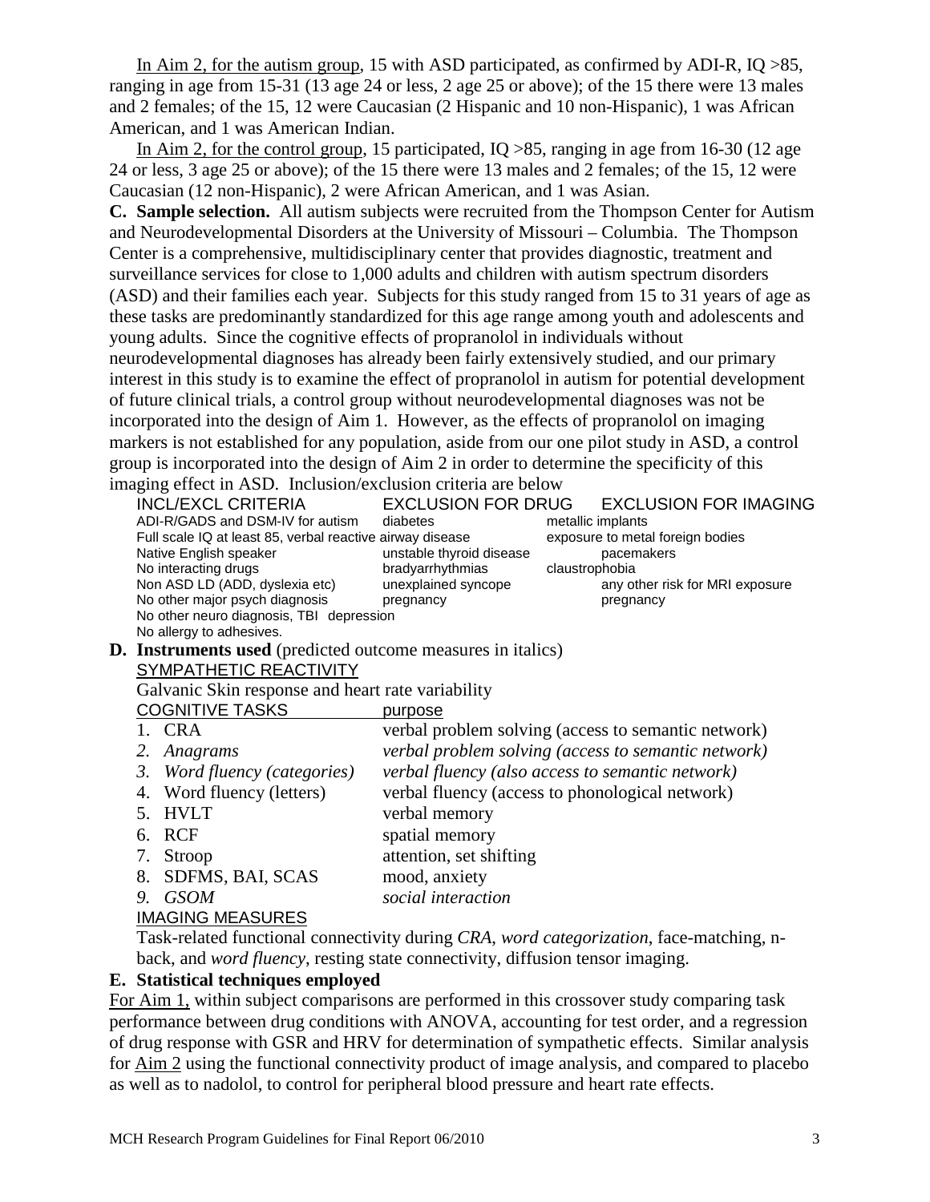<u>In Aim 2, for the autism group</u>, 15 with ASD participated, as confirmed by ADI-R, IQ >85, ranging in age from 15-31 (13 age 24 or less, 2 age 25 or above); of the 15 there were 13 males and 2 females; of the 15, 12 were Caucasian (2 Hispanic and 10 non-Hispanic), 1 was African American, and 1 was American Indian.

<u>In Aim 2, for the control group</u>, 15 participated, IQ >85, ranging in age from 16-30 (12 age 24 or less, 3 age 25 or above); of the 15 there were 13 males and 2 females; of the 15, 12 were Caucasian (12 non-Hispanic), 2 were African American, and 1 was Asian.

**C. Sample selection.** All autism subjects were recruited from the Thompson Center for Autism and Neurodevelopmental Disorders at the University of Missouri – Columbia. The Thompson Center is a comprehensive, multidisciplinary center that provides diagnostic, treatment and surveillance services for close to 1,000 adults and children with autism spectrum disorders (ASD) and their families each year. Subjects for this study ranged from 15 to 31 years of age as these tasks are predominantly standardized for this age range among youth and adolescents and young adults. Since the cognitive effects of propranolol in individuals without neurodevelopmental diagnoses has already been fairly extensively studied, and our primary interest in this study is to examine the effect of propranolol in autism for potential development of future clinical trials, a control group without neurodevelopmental diagnoses was not be incorporated into the design of Aim 1. However, as the effects of propranolol on imaging markers is not established for any population, aside from our one pilot study in ASD, a control group is incorporated into the design of Aim 2 in order to determine the specificity of this imaging effect in ASD. Inclusion/exclusion criteria are below

| INCL/EXCL CRITERIA | EXCLUSION FOR DRUG | EXCLUSION FOR IMAGING |
|---|---|---|
| ADI-R/GADS and DSM-IV for autism | diabetes | metallic implants |
| Full scale IQ at least 85, verbal | reactive airway disease | exposure to metal foreign bodies |
| Native English speaker | unstable thyroid disease | pacemakers |
| No interacting drugs | bradyarrhythmias | claustrophobia |
| Non ASD LD (ADD, dyslexia etc) | unexplained syncope | any other risk for MRI exposure |
| No other major psych diagnosis | pregnancy | pregnancy |
| No other neuro diagnosis, TBI | depression | |
| No allergy to adhesives. | | |

**D. Instruments used** (predicted outcome measures in italics)

<u>SYMPATHETIC REACTIVITY</u>

Galvanic Skin response and heart rate variability

| <u>COGNITIVE TASKS</u> | <u>purpose</u> |
|---|---|
| 1. CRA | verbal problem solving (access to semantic network) |
| *2. Anagrams* | *verbal problem solving (access to semantic network)* |
| *3. Word fluency (categories)* | *verbal fluency (also access to semantic network)* |
| 4. Word fluency (letters) | verbal fluency (access to phonological network) |
| 5. HVLT | verbal memory |
| 6. RCF | spatial memory |
| 7. Stroop | attention, set shifting |
| 8. SDFMS, BAI, SCAS | mood, anxiety |
| *9. GSOM* | *social interaction* |

<u>IMAGING MEASURES</u>

Task-related functional connectivity during *CRA*, *word categorization*, face-matching, n-back, and *word fluency*, resting state connectivity, diffusion tensor imaging.

**E. Statistical techniques employed**

<u>For Aim 1,</u> within subject comparisons are performed in this crossover study comparing task performance between drug conditions with ANOVA, accounting for test order, and a regression of drug response with GSR and HRV for determination of sympathetic effects. Similar analysis for <u>Aim 2</u> using the functional connectivity product of image analysis, and compared to placebo as well as to nadolol, to control for peripheral blood pressure and heart rate effects.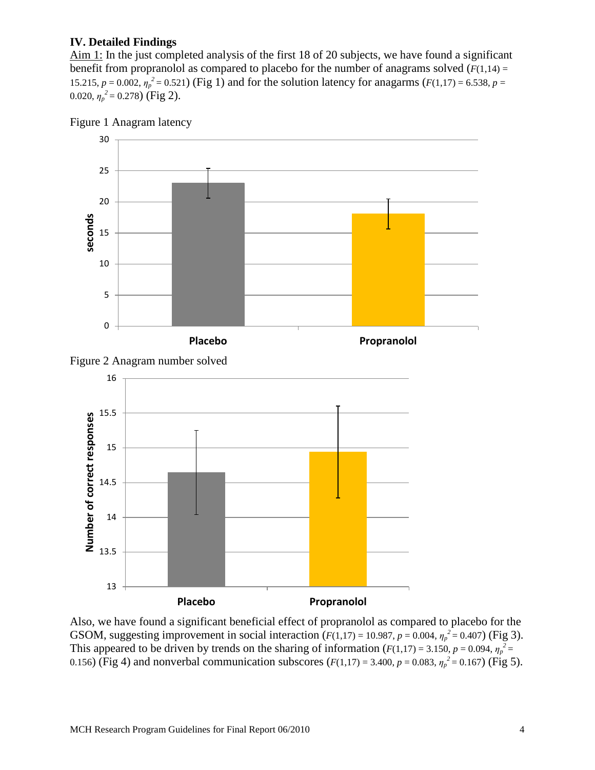## IV. Detailed Findings

Aim 1: In the just completed analysis of the first 18 of 20 subjects, we have found a significant benefit from propranolol as compared to placebo for the number of anagrams solved ($F(1,14) = 15.215$, $p = 0.002$, $\eta_p^2 = 0.521$) (Fig 1) and for the solution latency for anagarms ($F(1,17) = 6.538$, $p = 0.020$, $\eta_p^2 = 0.278$) (Fig 2).

Figure 1 Anagram latency

Figure 2 Anagram number solved

Also, we have found a significant beneficial effect of propranolol as compared to placebo for the GSOM, suggesting improvement in social interaction ($F(1,17) = 10.987$, $p = 0.004$, $\eta_p^2 = 0.407$) (Fig 3). This appeared to be driven by trends on the sharing of information ($F(1,17) = 3.150$, $p = 0.094$, $\eta_p^2 = 0.156$) (Fig 4) and nonverbal communication subscores ($F(1,17) = 3.400$, $p = 0.083$, $\eta_p^2 = 0.167$) (Fig 5).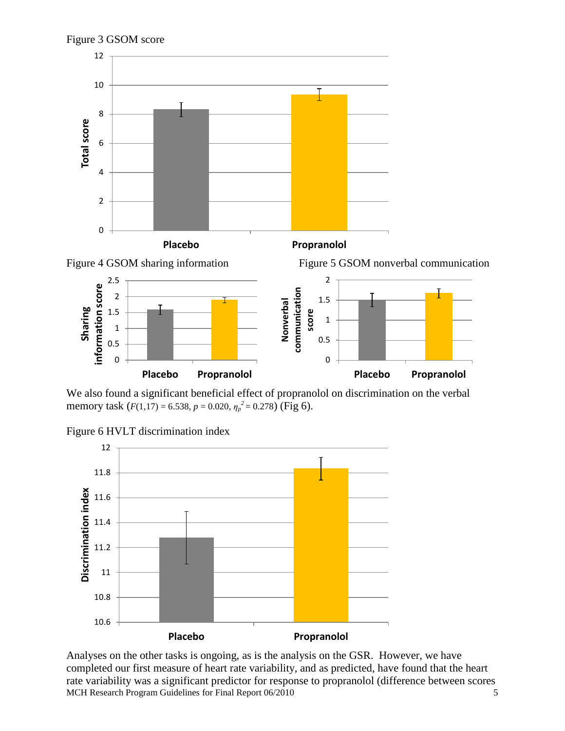Figure 3 GSOM score

Figure 4 GSOM sharing information

Figure 5 GSOM nonverbal communication

We also found a significant beneficial effect of propranolol on discrimination on the verbal memory task ($F(1,17) = 6.538$, $p = 0.020$, $\eta_p^2 = 0.278$) (Fig 6).

Figure 6 HVLT discrimination index

Analyses on the other tasks is ongoing, as is the analysis on the GSR. However, we have completed our first measure of heart rate variability, and as predicted, have found that the heart rate variability was a significant predictor for response to propranolol (difference between scores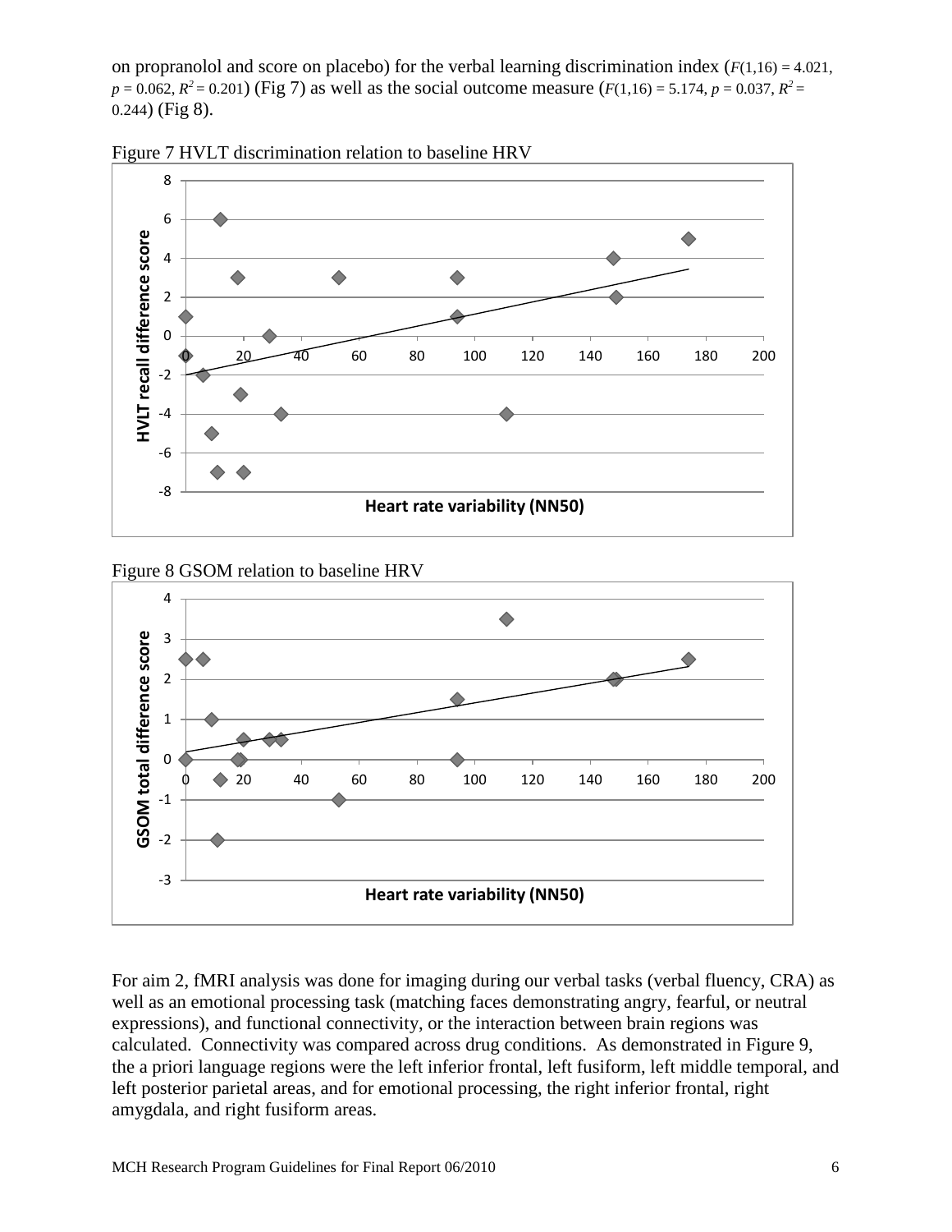on propranolol and score on placebo) for the verbal learning discrimination index ($F(1,16) = 4.021$, $p = 0.062$, $R^2 = 0.201$) (Fig 7) as well as the social outcome measure ($F(1,16) = 5.174$, $p = 0.037$, $R^2 = 0.244$) (Fig 8).

Figure 7 HVLT discrimination relation to baseline HRV

Figure 8 GSOM relation to baseline HRV

For aim 2, fMRI analysis was done for imaging during our verbal tasks (verbal fluency, CRA) as well as an emotional processing task (matching faces demonstrating angry, fearful, or neutral expressions), and functional connectivity, or the interaction between brain regions was calculated. Connectivity was compared across drug conditions. As demonstrated in Figure 9, the a priori language regions were the left inferior frontal, left fusiform, left middle temporal, and left posterior parietal areas, and for emotional processing, the right inferior frontal, right amygdala, and right fusiform areas.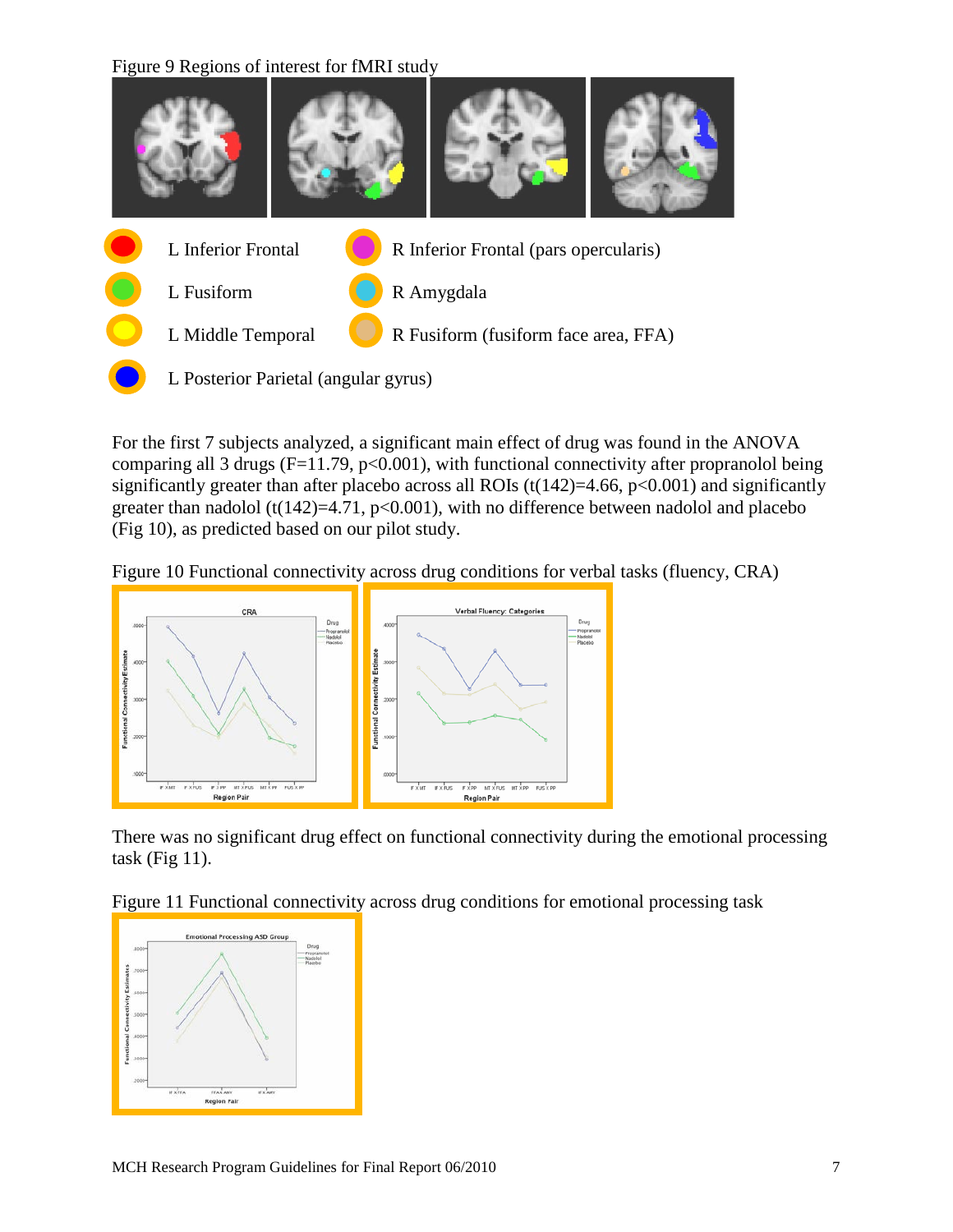Figure 9 Regions of interest for fMRI study

L Inferior Frontal

R Inferior Frontal (pars opercularis)

L Fusiform

R Amygdala

L Middle Temporal

R Fusiform (fusiform face area, FFA)

L Posterior Parietal (angular gyrus)

For the first 7 subjects analyzed, a significant main effect of drug was found in the ANOVA comparing all 3 drugs ($F=11.79$, $p<0.001$), with functional connectivity after propranolol being significantly greater than after placebo across all ROIs ($t(142)=4.66$, $p<0.001$) and significantly greater than nadolol ($t(142)=4.71$, $p<0.001$), with no difference between nadolol and placebo (Fig 10), as predicted based on our pilot study.

Figure 10 Functional connectivity across drug conditions for verbal tasks (fluency, CRA)

There was no significant drug effect on functional connectivity during the emotional processing task (Fig 11).

Figure 11 Functional connectivity across drug conditions for emotional processing task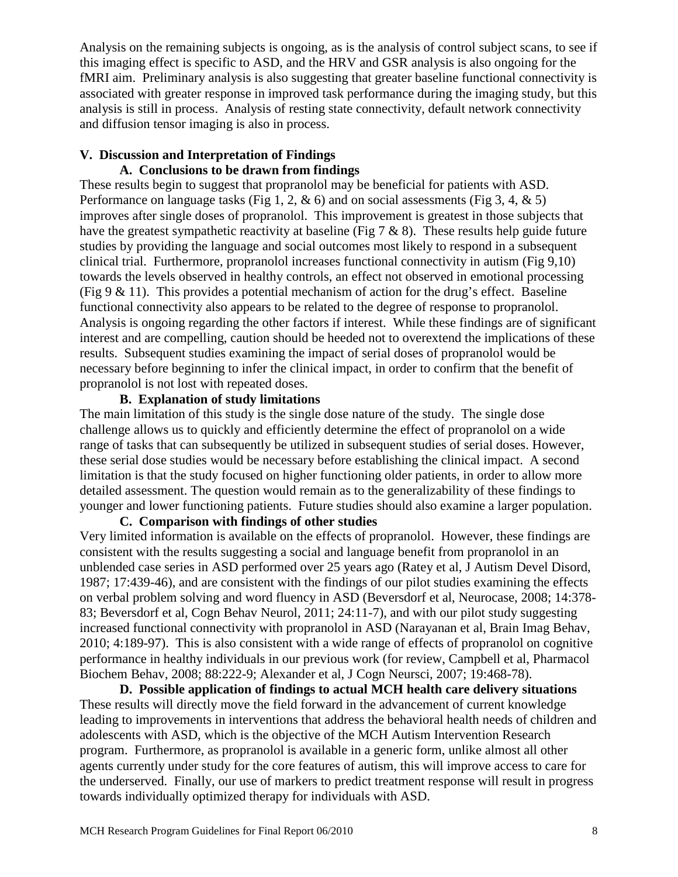Analysis on the remaining subjects is ongoing, as is the analysis of control subject scans, to see if this imaging effect is specific to ASD, and the HRV and GSR analysis is also ongoing for the fMRI aim. Preliminary analysis is also suggesting that greater baseline functional connectivity is associated with greater response in improved task performance during the imaging study, but this analysis is still in process. Analysis of resting state connectivity, default network connectivity and diffusion tensor imaging is also in process.

## V. Discussion and Interpretation of Findings

### A. Conclusions to be drawn from findings

These results begin to suggest that propranolol may be beneficial for patients with ASD. Performance on language tasks (Fig 1, 2, & 6) and on social assessments (Fig 3, 4, & 5) improves after single doses of propranolol. This improvement is greatest in those subjects that have the greatest sympathetic reactivity at baseline (Fig 7 & 8). These results help guide future studies by providing the language and social outcomes most likely to respond in a subsequent clinical trial. Furthermore, propranolol increases functional connectivity in autism (Fig 9,10) towards the levels observed in healthy controls, an effect not observed in emotional processing (Fig 9 & 11). This provides a potential mechanism of action for the drug's effect. Baseline functional connectivity also appears to be related to the degree of response to propranolol. Analysis is ongoing regarding the other factors if interest. While these findings are of significant interest and are compelling, caution should be heeded not to overextend the implications of these results. Subsequent studies examining the impact of serial doses of propranolol would be necessary before beginning to infer the clinical impact, in order to confirm that the benefit of propranolol is not lost with repeated doses.

### B. Explanation of study limitations

The main limitation of this study is the single dose nature of the study. The single dose challenge allows us to quickly and efficiently determine the effect of propranolol on a wide range of tasks that can subsequently be utilized in subsequent studies of serial doses. However, these serial dose studies would be necessary before establishing the clinical impact. A second limitation is that the study focused on higher functioning older patients, in order to allow more detailed assessment. The question would remain as to the generalizability of these findings to younger and lower functioning patients. Future studies should also examine a larger population.

### C. Comparison with findings of other studies

Very limited information is available on the effects of propranolol. However, these findings are consistent with the results suggesting a social and language benefit from propranolol in an unblended case series in ASD performed over 25 years ago (Ratey et al, J Autism Devel Disord, 1987; 17:439-46), and are consistent with the findings of our pilot studies examining the effects on verbal problem solving and word fluency in ASD (Beversdorf et al, Neurocase, 2008; 14:378-83; Beversdorf et al, Cogn Behav Neurol, 2011; 24:11-7), and with our pilot study suggesting increased functional connectivity with propranolol in ASD (Narayanan et al, Brain Imag Behav, 2010; 4:189-97). This is also consistent with a wide range of effects of propranolol on cognitive performance in healthy individuals in our previous work (for review, Campbell et al, Pharmacol Biochem Behav, 2008; 88:222-9; Alexander et al, J Cogn Neursci, 2007; 19:468-78).

### D. Possible application of findings to actual MCH health care delivery situations

These results will directly move the field forward in the advancement of current knowledge leading to improvements in interventions that address the behavioral health needs of children and adolescents with ASD, which is the objective of the MCH Autism Intervention Research program. Furthermore, as propranolol is available in a generic form, unlike almost all other agents currently under study for the core features of autism, this will improve access to care for the underserved. Finally, our use of markers to predict treatment response will result in progress towards individually optimized therapy for individuals with ASD.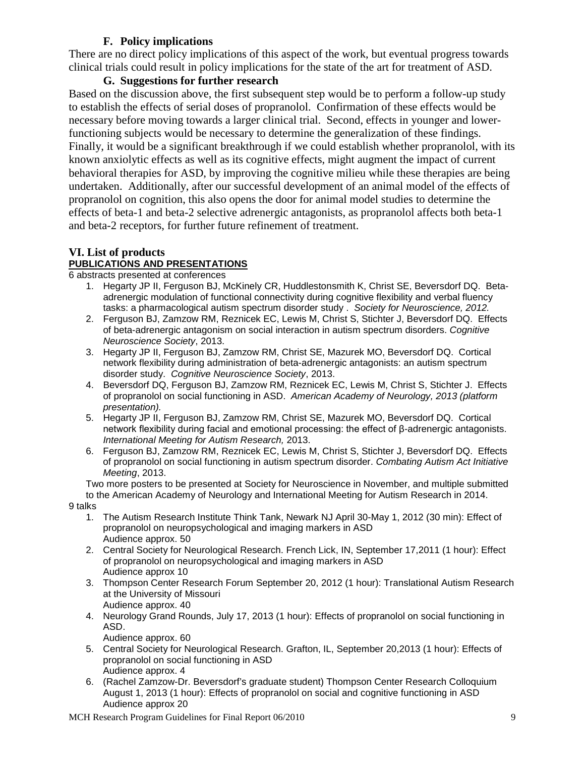### F. Policy implications

There are no direct policy implications of this aspect of the work, but eventual progress towards clinical trials could result in policy implications for the state of the art for treatment of ASD.

### G. Suggestions for further research

Based on the discussion above, the first subsequent step would be to perform a follow-up study to establish the effects of serial doses of propranolol. Confirmation of these effects would be necessary before moving towards a larger clinical trial. Second, effects in younger and lower-functioning subjects would be necessary to determine the generalization of these findings. Finally, it would be a significant breakthrough if we could establish whether propranolol, with its known anxiolytic effects as well as its cognitive effects, might augment the impact of current behavioral therapies for ASD, by improving the cognitive milieu while these therapies are being undertaken. Additionally, after our successful development of an animal model of the effects of propranolol on cognition, this also opens the door for animal model studies to determine the effects of beta-1 and beta-2 selective adrenergic antagonists, as propranolol affects both beta-1 and beta-2 receptors, for further future refinement of treatment.

## VI. List of products

**PUBLICATIONS AND PRESENTATIONS**

6 abstracts presented at conferences

1. Hegarty JP II, Ferguson BJ, McKinely CR, Huddlestonsmith K, Christ SE, Beversdorf DQ. Beta-adrenergic modulation of functional connectivity during cognitive flexibility and verbal fluency tasks: a pharmacological autism spectrum disorder study . *Society for Neuroscience, 2012.*
2. Ferguson BJ, Zamzow RM, Reznicek EC, Lewis M, Christ S, Stichter J, Beversdorf DQ. Effects of beta-adrenergic antagonism on social interaction in autism spectrum disorders. *Cognitive Neuroscience Society*, 2013.
3. Hegarty JP II, Ferguson BJ, Zamzow RM, Christ SE, Mazurek MO, Beversdorf DQ. Cortical network flexibility during administration of beta-adrenergic antagonists: an autism spectrum disorder study. *Cognitive Neuroscience Society*, 2013.
4. Beversdorf DQ, Ferguson BJ, Zamzow RM, Reznicek EC, Lewis M, Christ S, Stichter J. Effects of propranolol on social functioning in ASD. *American Academy of Neurology, 2013 (platform presentation).*
5. Hegarty JP II, Ferguson BJ, Zamzow RM, Christ SE, Mazurek MO, Beversdorf DQ. Cortical network flexibility during facial and emotional processing: the effect of β-adrenergic antagonists. *International Meeting for Autism Research,* 2013.
6. Ferguson BJ, Zamzow RM, Reznicek EC, Lewis M, Christ S, Stichter J, Beversdorf DQ. Effects of propranolol on social functioning in autism spectrum disorder. *Combating Autism Act Initiative Meeting*, 2013.

Two more posters to be presented at Society for Neuroscience in November, and multiple submitted to the American Academy of Neurology and International Meeting for Autism Research in 2014.

9 talks

1. The Autism Research Institute Think Tank, Newark NJ April 30-May 1, 2012 (30 min): Effect of propranolol on neuropsychological and imaging markers in ASD
   Audience approx. 50
2. Central Society for Neurological Research. French Lick, IN, September 17,2011 (1 hour): Effect of propranolol on neuropsychological and imaging markers in ASD
   Audience approx 10
3. Thompson Center Research Forum September 20, 2012 (1 hour): Translational Autism Research at the University of Missouri
   Audience approx. 40
4. Neurology Grand Rounds, July 17, 2013 (1 hour): Effects of propranolol on social functioning in ASD.
   Audience approx. 60
5. Central Society for Neurological Research. Grafton, IL, September 20,2013 (1 hour): Effects of propranolol on social functioning in ASD
   Audience approx. 4
6. (Rachel Zamzow-Dr. Beversdorf's graduate student) Thompson Center Research Colloquium August 1, 2013 (1 hour): Effects of propranolol on social and cognitive functioning in ASD
   Audience approx 20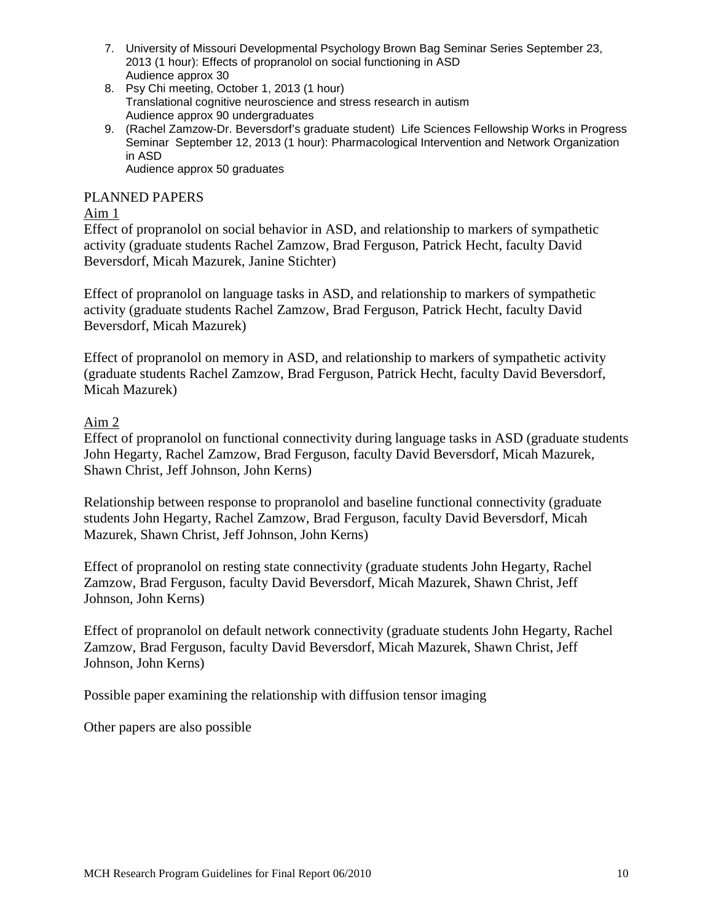7. University of Missouri Developmental Psychology Brown Bag Seminar Series September 23, 2013 (1 hour): Effects of propranolol on social functioning in ASD
   Audience approx 30
8. Psy Chi meeting, October 1, 2013 (1 hour)
   Translational cognitive neuroscience and stress research in autism
   Audience approx 90 undergraduates
9. (Rachel Zamzow-Dr. Beversdorf's graduate student) Life Sciences Fellowship Works in Progress Seminar September 12, 2013 (1 hour): Pharmacological Intervention and Network Organization in ASD
   Audience approx 50 graduates

## PLANNED PAPERS

### Aim 1

Effect of propranolol on social behavior in ASD, and relationship to markers of sympathetic activity (graduate students Rachel Zamzow, Brad Ferguson, Patrick Hecht, faculty David Beversdorf, Micah Mazurek, Janine Stichter)

Effect of propranolol on language tasks in ASD, and relationship to markers of sympathetic activity (graduate students Rachel Zamzow, Brad Ferguson, Patrick Hecht, faculty David Beversdorf, Micah Mazurek)

Effect of propranolol on memory in ASD, and relationship to markers of sympathetic activity (graduate students Rachel Zamzow, Brad Ferguson, Patrick Hecht, faculty David Beversdorf, Micah Mazurek)

### Aim 2

Effect of propranolol on functional connectivity during language tasks in ASD (graduate students John Hegarty, Rachel Zamzow, Brad Ferguson, faculty David Beversdorf, Micah Mazurek, Shawn Christ, Jeff Johnson, John Kerns)

Relationship between response to propranolol and baseline functional connectivity (graduate students John Hegarty, Rachel Zamzow, Brad Ferguson, faculty David Beversdorf, Micah Mazurek, Shawn Christ, Jeff Johnson, John Kerns)

Effect of propranolol on resting state connectivity (graduate students John Hegarty, Rachel Zamzow, Brad Ferguson, faculty David Beversdorf, Micah Mazurek, Shawn Christ, Jeff Johnson, John Kerns)

Effect of propranolol on default network connectivity (graduate students John Hegarty, Rachel Zamzow, Brad Ferguson, faculty David Beversdorf, Micah Mazurek, Shawn Christ, Jeff Johnson, John Kerns)

Possible paper examining the relationship with diffusion tensor imaging

Other papers are also possible